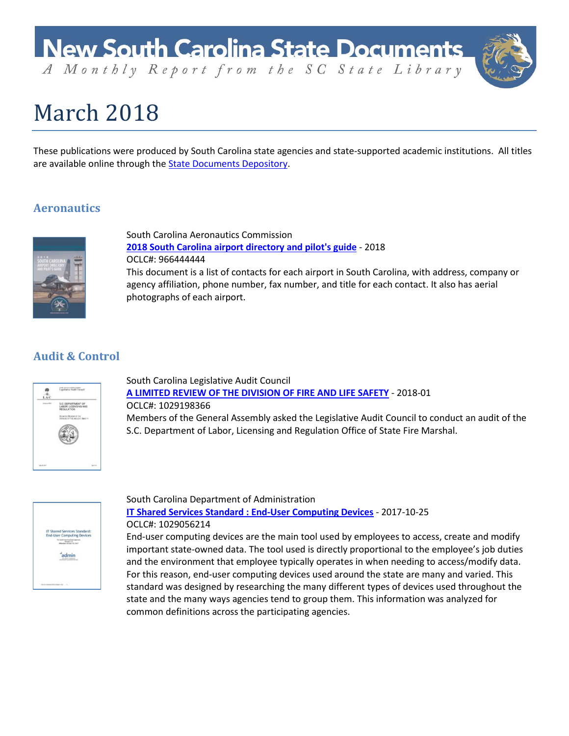# New South Carolina State Documents

*A Monthly Report from the SC State Library*

## March 2018

These publications were produced by South Carolina state agencies and state-supported academic institutions. All titles are available online through the State Documents Depository.

### Aeronautics

South Carolina Aeronautics Commission
**2018 South Carolina airport directory and pilot's guide** - 2018
OCLC#: 966444444
This document is a list of contacts for each airport in South Carolina, with address, company or agency affiliation, phone number, fax number, and title for each contact. It also has aerial photographs of each airport.

### Audit & Control

South Carolina Legislative Audit Council
**A LIMITED REVIEW OF THE DIVISION OF FIRE AND LIFE SAFETY** - 2018-01
OCLC#: 1029198366
Members of the General Assembly asked the Legislative Audit Council to conduct an audit of the S.C. Department of Labor, Licensing and Regulation Office of State Fire Marshal.

South Carolina Department of Administration
**IT Shared Services Standard : End-User Computing Devices** - 2017-10-25
OCLC#: 1029056214
End-user computing devices are the main tool used by employees to access, create and modify important state-owned data. The tool used is directly proportional to the employee's job duties and the environment that employee typically operates in when needing to access/modify data. For this reason, end-user computing devices used around the state are many and varied. This standard was designed by researching the many different types of devices used throughout the state and the many ways agencies tend to group them. This information was analyzed for common definitions across the participating agencies.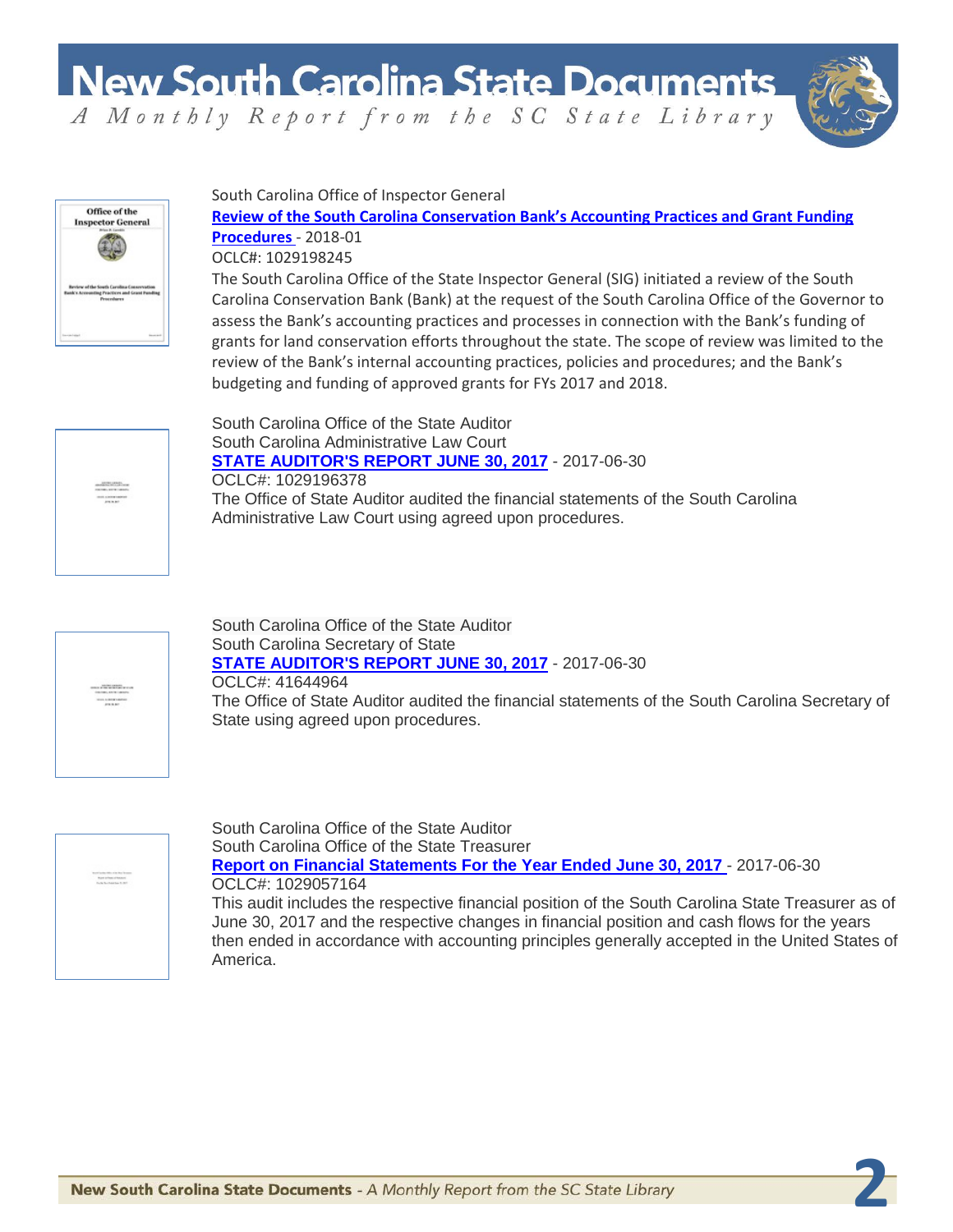South Carolina Office of Inspector General

**Review of the South Carolina Conservation Bank's Accounting Practices and Grant Funding Procedures** - 2018-01

OCLC#: 1029198245

The South Carolina Office of the State Inspector General (SIG) initiated a review of the South Carolina Conservation Bank (Bank) at the request of the South Carolina Office of the Governor to assess the Bank's accounting practices and processes in connection with the Bank's funding of grants for land conservation efforts throughout the state. The scope of review was limited to the review of the Bank's internal accounting practices, policies and procedures; and the Bank's budgeting and funding of approved grants for FYs 2017 and 2018.

South Carolina Office of the State Auditor
South Carolina Administrative Law Court

**STATE AUDITOR'S REPORT JUNE 30, 2017** - 2017-06-30

OCLC#: 1029196378

The Office of State Auditor audited the financial statements of the South Carolina Administrative Law Court using agreed upon procedures.

South Carolina Office of the State Auditor
South Carolina Secretary of State

**STATE AUDITOR'S REPORT JUNE 30, 2017** - 2017-06-30

OCLC#: 41644964

The Office of State Auditor audited the financial statements of the South Carolina Secretary of State using agreed upon procedures.

South Carolina Office of the State Auditor
South Carolina Office of the State Treasurer

**Report on Financial Statements For the Year Ended June 30, 2017** - 2017-06-30

OCLC#: 1029057164

This audit includes the respective financial position of the South Carolina State Treasurer as of June 30, 2017 and the respective changes in financial position and cash flows for the years then ended in accordance with accounting principles generally accepted in the United States of America.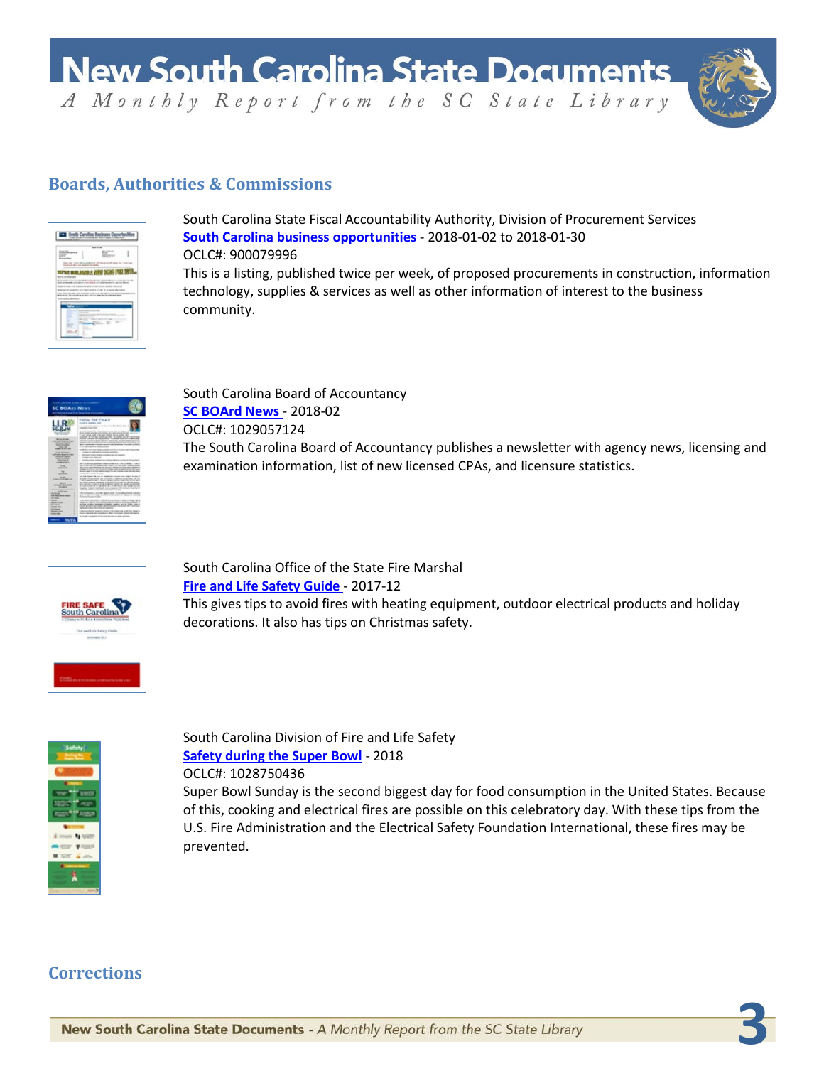## Boards, Authorities & Commissions

South Carolina State Fiscal Accountability Authority, Division of Procurement Services
**South Carolina business opportunities** - 2018-01-02 to 2018-01-30
OCLC#: 900079996
This is a listing, published twice per week, of proposed procurements in construction, information technology, supplies & services as well as other information of interest to the business community.

South Carolina Board of Accountancy
**SC BOArd News** - 2018-02
OCLC#: 1029057124
The South Carolina Board of Accountancy publishes a newsletter with agency news, licensing and examination information, list of new licensed CPAs, and licensure statistics.

South Carolina Office of the State Fire Marshal
**Fire and Life Safety Guide** - 2017-12
This gives tips to avoid fires with heating equipment, outdoor electrical products and holiday decorations. It also has tips on Christmas safety.

South Carolina Division of Fire and Life Safety
**Safety during the Super Bowl** - 2018
OCLC#: 1028750436
Super Bowl Sunday is the second biggest day for food consumption in the United States. Because of this, cooking and electrical fires are possible on this celebratory day. With these tips from the U.S. Fire Administration and the Electrical Safety Foundation International, these fires may be prevented.

## Corrections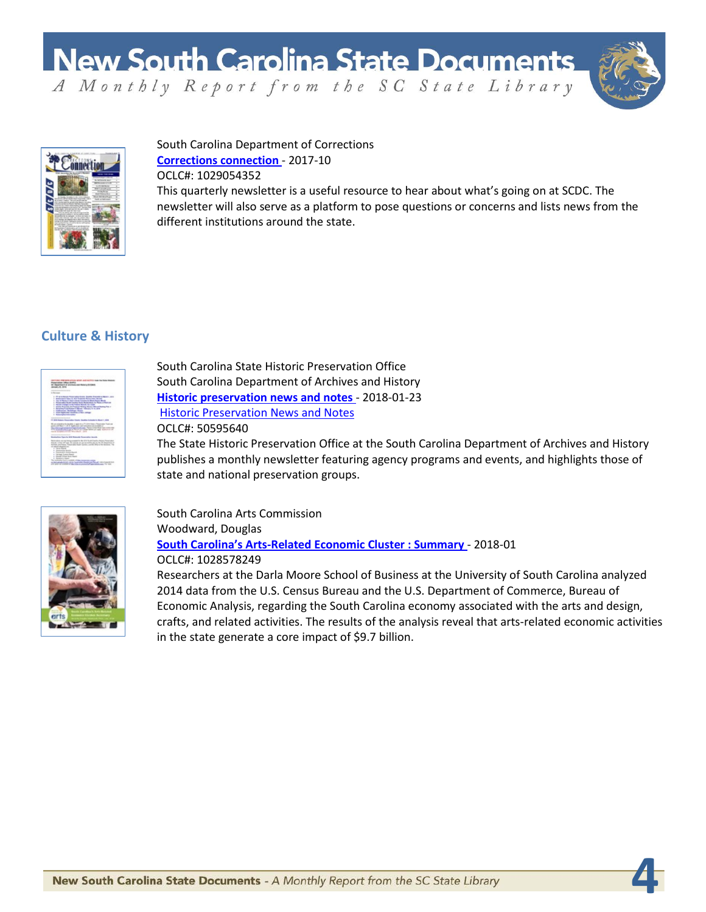South Carolina Department of Corrections
**Corrections connection** - 2017-10
OCLC#: 1029054352
This quarterly newsletter is a useful resource to hear about what's going on at SCDC. The newsletter will also serve as a platform to pose questions or concerns and lists news from the different institutions around the state.

## Culture & History

South Carolina State Historic Preservation Office
South Carolina Department of Archives and History
**Historic preservation news and notes** - 2018-01-23
Historic Preservation News and Notes
OCLC#: 50595640
The State Historic Preservation Office at the South Carolina Department of Archives and History publishes a monthly newsletter featuring agency programs and events, and highlights those of state and national preservation groups.

South Carolina Arts Commission
Woodward, Douglas
**South Carolina's Arts-Related Economic Cluster : Summary** - 2018-01
OCLC#: 1028578249
Researchers at the Darla Moore School of Business at the University of South Carolina analyzed 2014 data from the U.S. Census Bureau and the U.S. Department of Commerce, Bureau of Economic Analysis, regarding the South Carolina economy associated with the arts and design, crafts, and related activities. The results of the analysis reveal that arts-related economic activities in the state generate a core impact of $9.7 billion.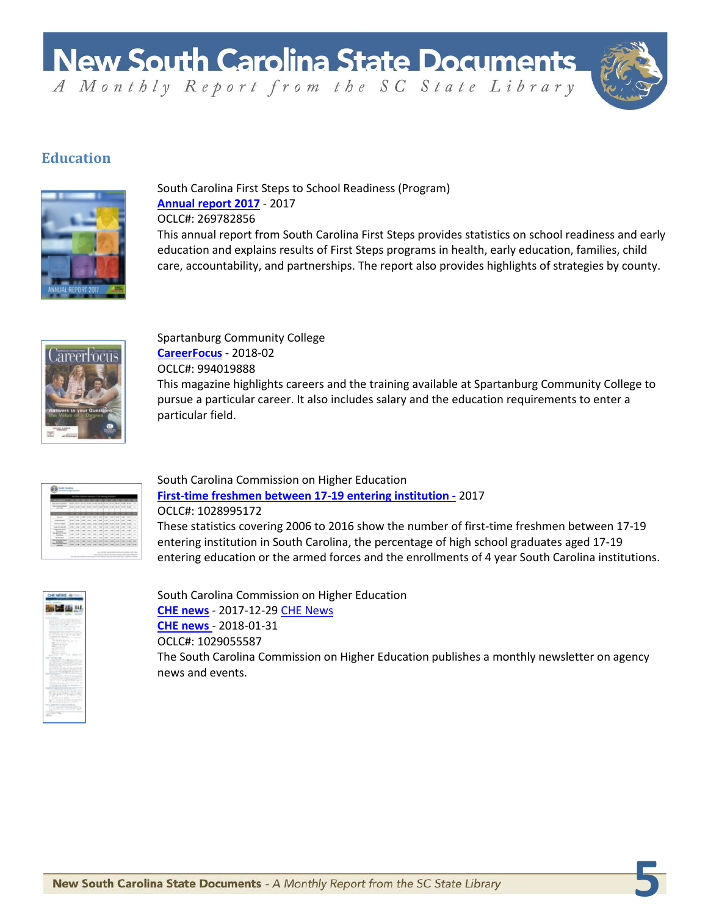## Education

South Carolina First Steps to School Readiness (Program)
**Annual report 2017** - 2017
OCLC#: 269782856
This annual report from South Carolina First Steps provides statistics on school readiness and early education and explains results of First Steps programs in health, early education, families, child care, accountability, and partnerships. The report also provides highlights of strategies by county.

Spartanburg Community College
**CareerFocus** - 2018-02
OCLC#: 994019888
This magazine highlights careers and the training available at Spartanburg Community College to pursue a particular career. It also includes salary and the education requirements to enter a particular field.

South Carolina Commission on Higher Education
**First-time freshmen between 17-19 entering institution -** 2017
OCLC#: 1028995172
These statistics covering 2006 to 2016 show the number of first-time freshmen between 17-19 entering institution in South Carolina, the percentage of high school graduates aged 17-19 entering education or the armed forces and the enrollments of 4 year South Carolina institutions.

South Carolina Commission on Higher Education
**CHE news** - 2017-12-29 CHE News
**CHE news** - 2018-01-31
OCLC#: 1029055587
The South Carolina Commission on Higher Education publishes a monthly newsletter on agency news and events.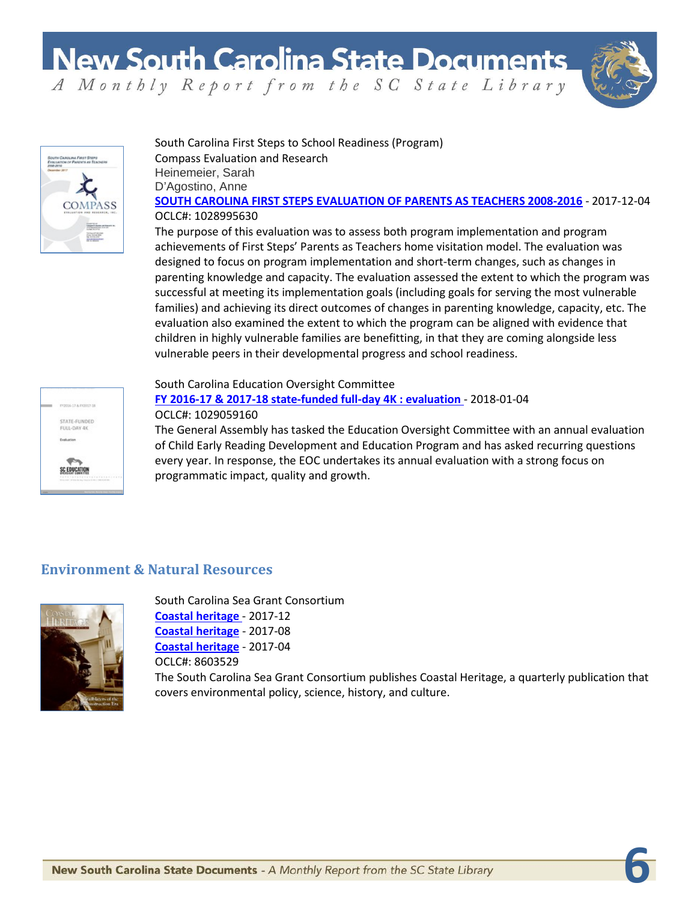South Carolina First Steps to School Readiness (Program)
Compass Evaluation and Research
Heinemeier, Sarah
D'Agostino, Anne
**SOUTH CAROLINA FIRST STEPS EVALUATION OF PARENTS AS TEACHERS 2008-2016** - 2017-12-04
OCLC#: 1028995630
The purpose of this evaluation was to assess both program implementation and program achievements of First Steps' Parents as Teachers home visitation model. The evaluation was designed to focus on program implementation and short-term changes, such as changes in parenting knowledge and capacity. The evaluation assessed the extent to which the program was successful at meeting its implementation goals (including goals for serving the most vulnerable families) and achieving its direct outcomes of changes in parenting knowledge, capacity, etc. The evaluation also examined the extent to which the program can be aligned with evidence that children in highly vulnerable families are benefitting, in that they are coming alongside less vulnerable peers in their developmental progress and school readiness.

South Carolina Education Oversight Committee
**FY 2016-17 & 2017-18 state-funded full-day 4K : evaluation** - 2018-01-04
OCLC#: 1029059160
The General Assembly has tasked the Education Oversight Committee with an annual evaluation of Child Early Reading Development and Education Program and has asked recurring questions every year. In response, the EOC undertakes its annual evaluation with a strong focus on programmatic impact, quality and growth.

## Environment & Natural Resources

South Carolina Sea Grant Consortium
**Coastal heritage** - 2017-12
**Coastal heritage** - 2017-08
**Coastal heritage** - 2017-04
OCLC#: 8603529
The South Carolina Sea Grant Consortium publishes Coastal Heritage, a quarterly publication that covers environmental policy, science, history, and culture.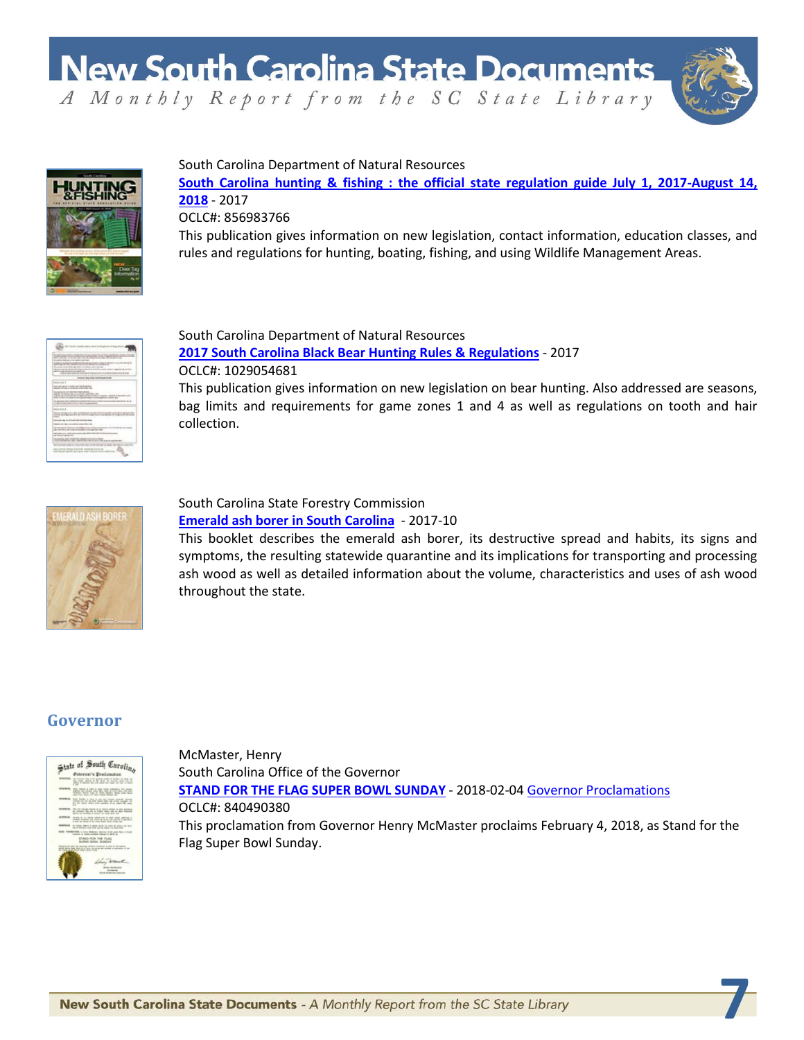South Carolina Department of Natural Resources

**South Carolina hunting & fishing : the official state regulation guide July 1, 2017-August 14, 2018** - 2017

OCLC#: 856983766

This publication gives information on new legislation, contact information, education classes, and rules and regulations for hunting, boating, fishing, and using Wildlife Management Areas.

South Carolina Department of Natural Resources

**2017 South Carolina Black Bear Hunting Rules & Regulations** - 2017

OCLC#: 1029054681

This publication gives information on new legislation on bear hunting. Also addressed are seasons, bag limits and requirements for game zones 1 and 4 as well as regulations on tooth and hair collection.

South Carolina State Forestry Commission

**Emerald ash borer in South Carolina** - 2017-10

This booklet describes the emerald ash borer, its destructive spread and habits, its signs and symptoms, the resulting statewide quarantine and its implications for transporting and processing ash wood as well as detailed information about the volume, characteristics and uses of ash wood throughout the state.

## Governor

McMaster, Henry

South Carolina Office of the Governor

**STAND FOR THE FLAG SUPER BOWL SUNDAY** - 2018-02-04 Governor Proclamations

OCLC#: 840490380

This proclamation from Governor Henry McMaster proclaims February 4, 2018, as Stand for the Flag Super Bowl Sunday.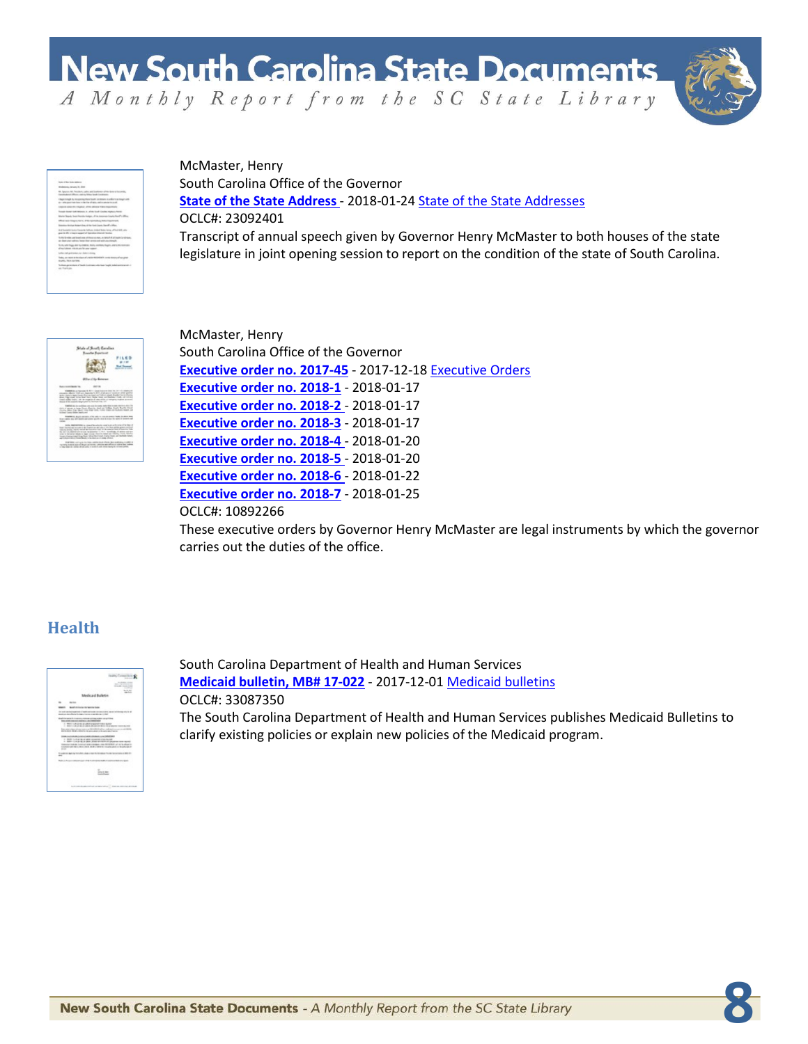McMaster, Henry
South Carolina Office of the Governor
**State of the State Address** - 2018-01-24 State of the State Addresses
OCLC#: 23092401
Transcript of annual speech given by Governor Henry McMaster to both houses of the state legislature in joint opening session to report on the condition of the state of South Carolina.

McMaster, Henry
South Carolina Office of the Governor
**Executive order no. 2017-45** - 2017-12-18 Executive Orders
**Executive order no. 2018-1** - 2018-01-17
**Executive order no. 2018-2** - 2018-01-17
**Executive order no. 2018-3** - 2018-01-17
**Executive order no. 2018-4** - 2018-01-20
**Executive order no. 2018-5** - 2018-01-20
**Executive order no. 2018-6** - 2018-01-22
**Executive order no. 2018-7** - 2018-01-25
OCLC#: 10892266
These executive orders by Governor Henry McMaster are legal instruments by which the governor carries out the duties of the office.

## Health

South Carolina Department of Health and Human Services
**Medicaid bulletin, MB# 17-022** - 2017-12-01 Medicaid bulletins
OCLC#: 33087350
The South Carolina Department of Health and Human Services publishes Medicaid Bulletins to clarify existing policies or explain new policies of the Medicaid program.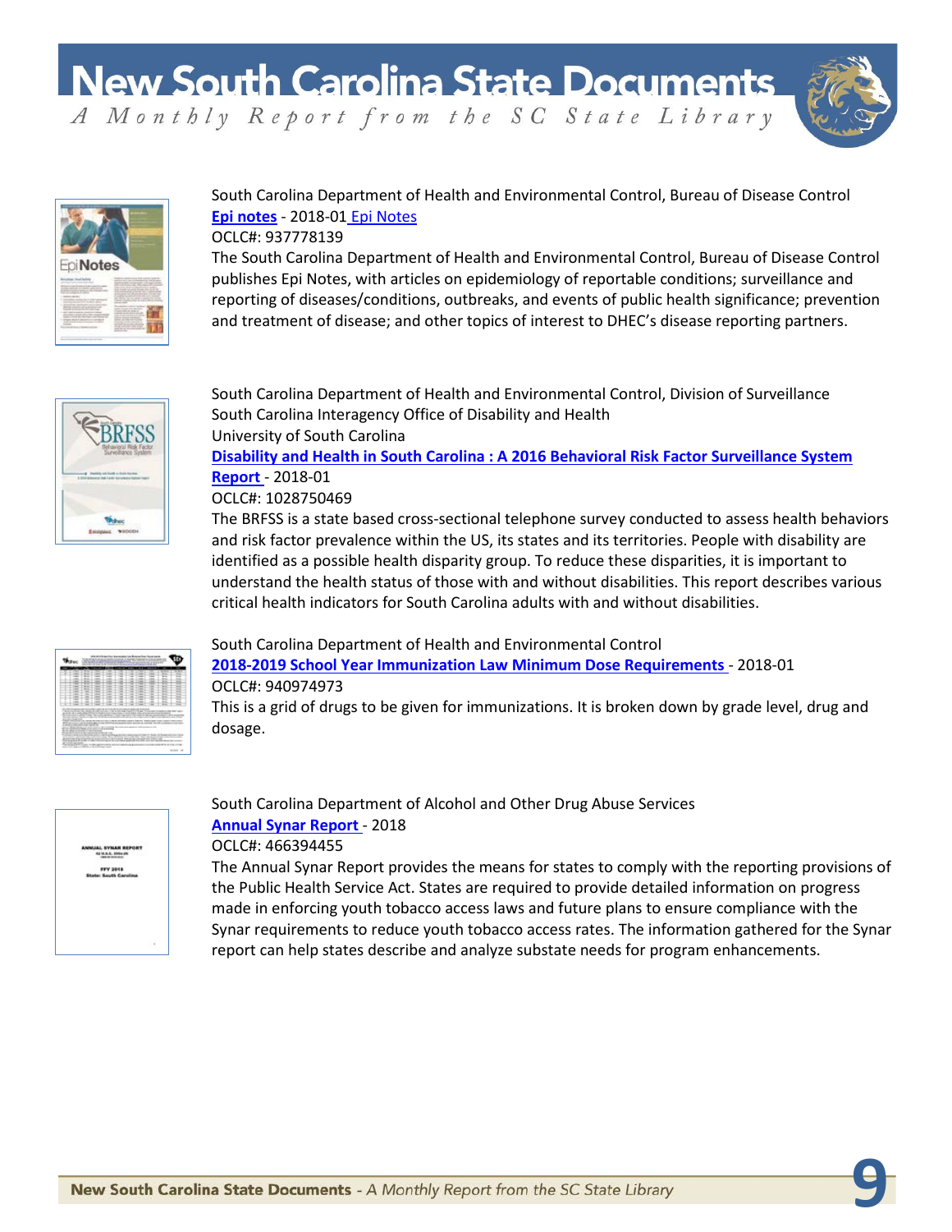South Carolina Department of Health and Environmental Control, Bureau of Disease Control
**Epi notes** - 2018-01 Epi Notes
OCLC#: 937778139
The South Carolina Department of Health and Environmental Control, Bureau of Disease Control publishes Epi Notes, with articles on epidemiology of reportable conditions; surveillance and reporting of diseases/conditions, outbreaks, and events of public health significance; prevention and treatment of disease; and other topics of interest to DHEC's disease reporting partners.

South Carolina Department of Health and Environmental Control, Division of Surveillance
South Carolina Interagency Office of Disability and Health
University of South Carolina
**Disability and Health in South Carolina : A 2016 Behavioral Risk Factor Surveillance System Report** - 2018-01
OCLC#: 1028750469
The BRFSS is a state based cross-sectional telephone survey conducted to assess health behaviors and risk factor prevalence within the US, its states and its territories. People with disability are identified as a possible health disparity group. To reduce these disparities, it is important to understand the health status of those with and without disabilities. This report describes various critical health indicators for South Carolina adults with and without disabilities.

South Carolina Department of Health and Environmental Control
**2018-2019 School Year Immunization Law Minimum Dose Requirements** - 2018-01
OCLC#: 940974973
This is a grid of drugs to be given for immunizations. It is broken down by grade level, drug and dosage.

South Carolina Department of Alcohol and Other Drug Abuse Services
**Annual Synar Report** - 2018
OCLC#: 466394455
The Annual Synar Report provides the means for states to comply with the reporting provisions of the Public Health Service Act. States are required to provide detailed information on progress made in enforcing youth tobacco access laws and future plans to ensure compliance with the Synar requirements to reduce youth tobacco access rates. The information gathered for the Synar report can help states describe and analyze substate needs for program enhancements.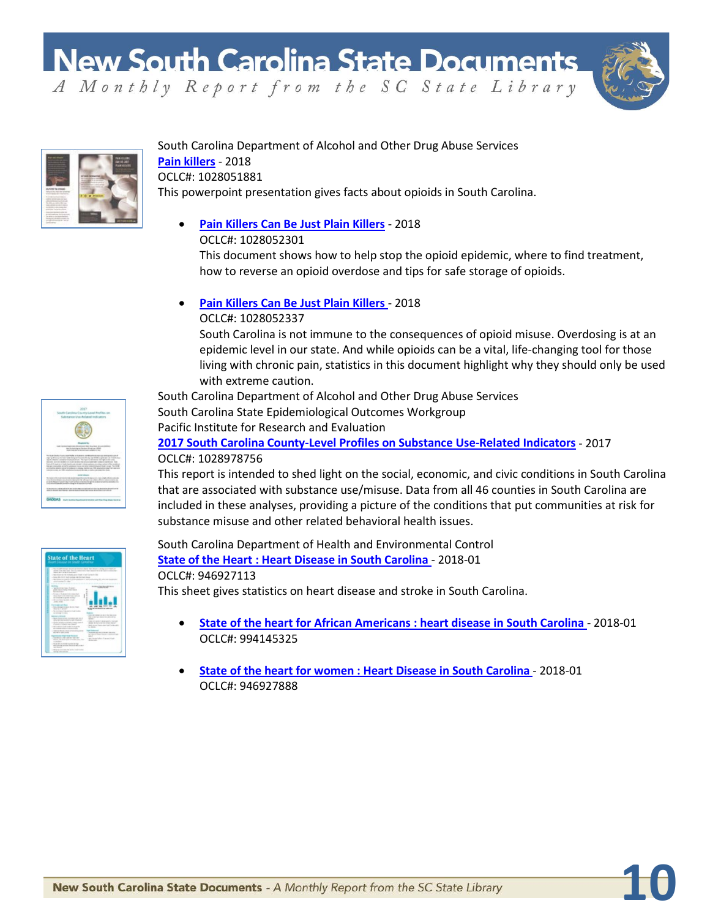South Carolina Department of Alcohol and Other Drug Abuse Services
**Pain killers** - 2018
OCLC#: 1028051881
This powerpoint presentation gives facts about opioids in South Carolina.

- **Pain Killers Can Be Just Plain Killers** - 2018
  OCLC#: 1028052301
  This document shows how to help stop the opioid epidemic, where to find treatment, how to reverse an opioid overdose and tips for safe storage of opioids.

- **Pain Killers Can Be Just Plain Killers** - 2018
  OCLC#: 1028052337
  South Carolina is not immune to the consequences of opioid misuse. Overdosing is at an epidemic level in our state. And while opioids can be a vital, life-changing tool for those living with chronic pain, statistics in this document highlight why they should only be used with extreme caution.

South Carolina Department of Alcohol and Other Drug Abuse Services
South Carolina State Epidemiological Outcomes Workgroup
Pacific Institute for Research and Evaluation
**2017 South Carolina County-Level Profiles on Substance Use-Related Indicators** - 2017
OCLC#: 1028978756
This report is intended to shed light on the social, economic, and civic conditions in South Carolina that are associated with substance use/misuse. Data from all 46 counties in South Carolina are included in these analyses, providing a picture of the conditions that put communities at risk for substance misuse and other related behavioral health issues.

South Carolina Department of Health and Environmental Control
**State of the Heart : Heart Disease in South Carolina** - 2018-01
OCLC#: 946927113
This sheet gives statistics on heart disease and stroke in South Carolina.

- **State of the heart for African Americans : heart disease in South Carolina** - 2018-01
  OCLC#: 994145325

- **State of the heart for women : Heart Disease in South Carolina** - 2018-01
  OCLC#: 946927888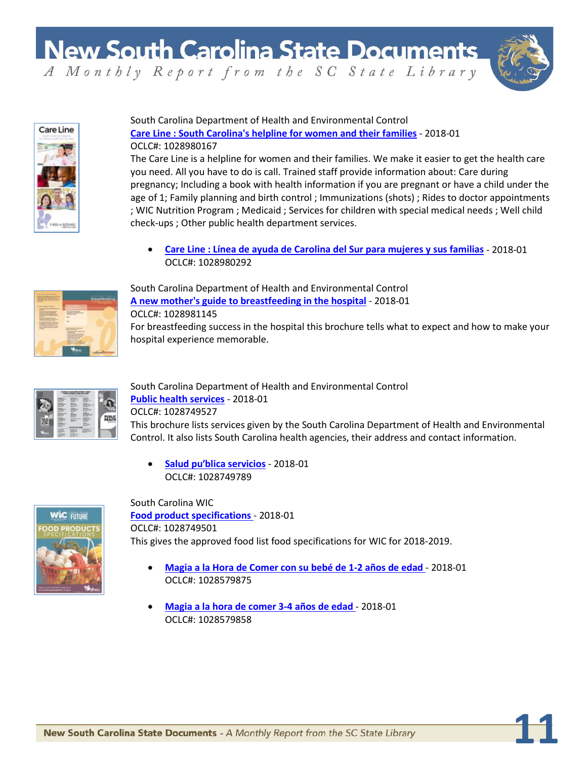South Carolina Department of Health and Environmental Control

**Care Line : South Carolina's helpline for women and their families** - 2018-01

OCLC#: 1028980167

The Care Line is a helpline for women and their families. We make it easier to get the health care you need. All you have to do is call. Trained staff provide information about: Care during pregnancy; Including a book with health information if you are pregnant or have a child under the age of 1; Family planning and birth control ; Immunizations (shots) ; Rides to doctor appointments ; WIC Nutrition Program ; Medicaid ; Services for children with special medical needs ; Well child check-ups ; Other public health department services.

- **Care Line : Línea de ayuda de Carolina del Sur para mujeres y sus familias** - 2018-01
  OCLC#: 1028980292

South Carolina Department of Health and Environmental Control

**A new mother's guide to breastfeeding in the hospital** - 2018-01

OCLC#: 1028981145

For breastfeeding success in the hospital this brochure tells what to expect and how to make your hospital experience memorable.

South Carolina Department of Health and Environmental Control

**Public health services** - 2018-01

OCLC#: 1028749527

This brochure lists services given by the South Carolina Department of Health and Environmental Control. It also lists South Carolina health agencies, their address and contact information.

- **Salud pu'blica servicios** - 2018-01
  OCLC#: 1028749789

South Carolina WIC

**Food product specifications** - 2018-01

OCLC#: 1028749501

This gives the approved food list food specifications for WIC for 2018-2019.

- **Magia a la Hora de Comer con su bebé de 1-2 años de edad** - 2018-01
  OCLC#: 1028579875

- **Magia a la hora de comer 3-4 años de edad** - 2018-01
  OCLC#: 1028579858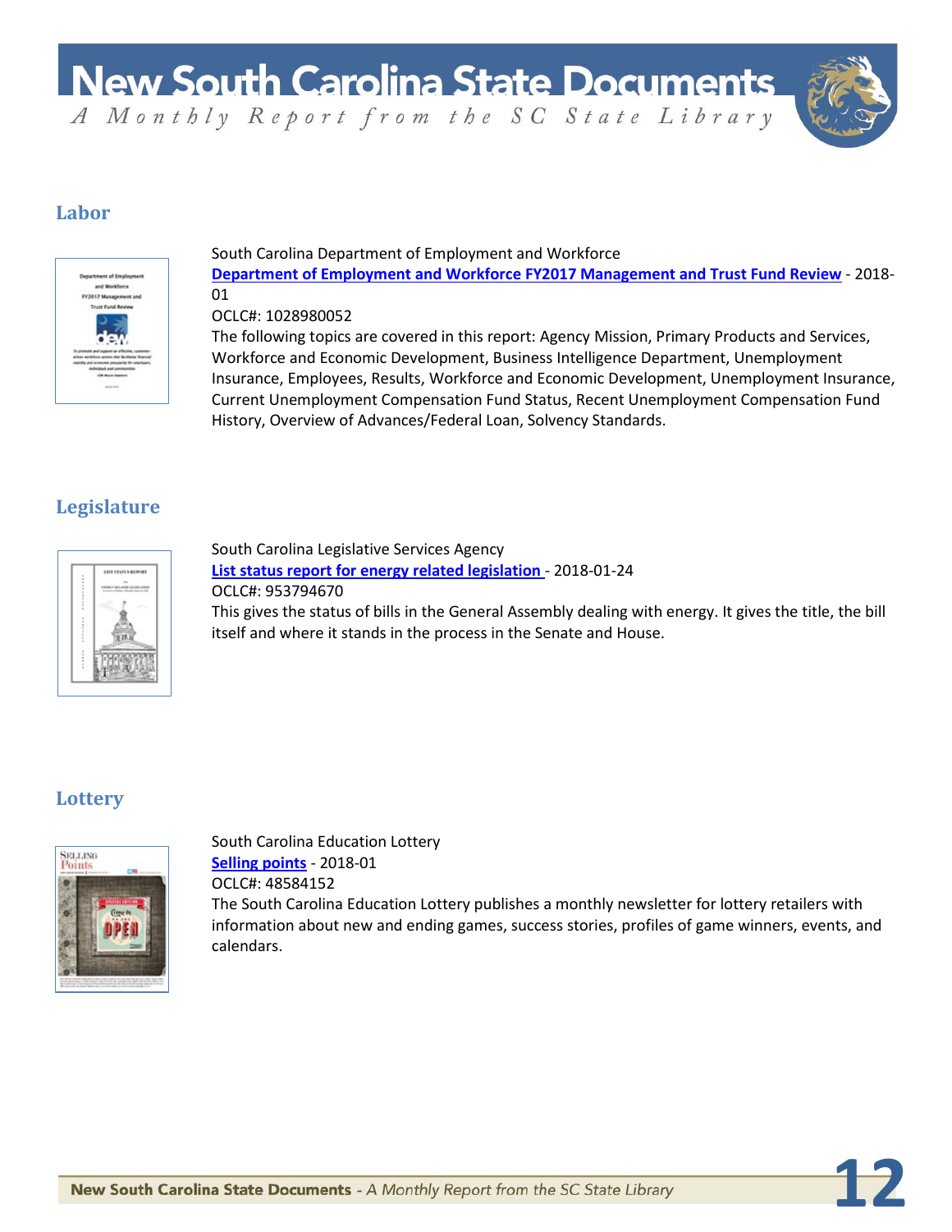## Labor

South Carolina Department of Employment and Workforce

**Department of Employment and Workforce FY2017 Management and Trust Fund Review** - 2018-01

OCLC#: 1028980052

The following topics are covered in this report: Agency Mission, Primary Products and Services, Workforce and Economic Development, Business Intelligence Department, Unemployment Insurance, Employees, Results, Workforce and Economic Development, Unemployment Insurance, Current Unemployment Compensation Fund Status, Recent Unemployment Compensation Fund History, Overview of Advances/Federal Loan, Solvency Standards.

## Legislature

South Carolina Legislative Services Agency

**List status report for energy related legislation** - 2018-01-24

OCLC#: 953794670

This gives the status of bills in the General Assembly dealing with energy. It gives the title, the bill itself and where it stands in the process in the Senate and House.

## Lottery

South Carolina Education Lottery

**Selling points** - 2018-01

OCLC#: 48584152

The South Carolina Education Lottery publishes a monthly newsletter for lottery retailers with information about new and ending games, success stories, profiles of game winners, events, and calendars.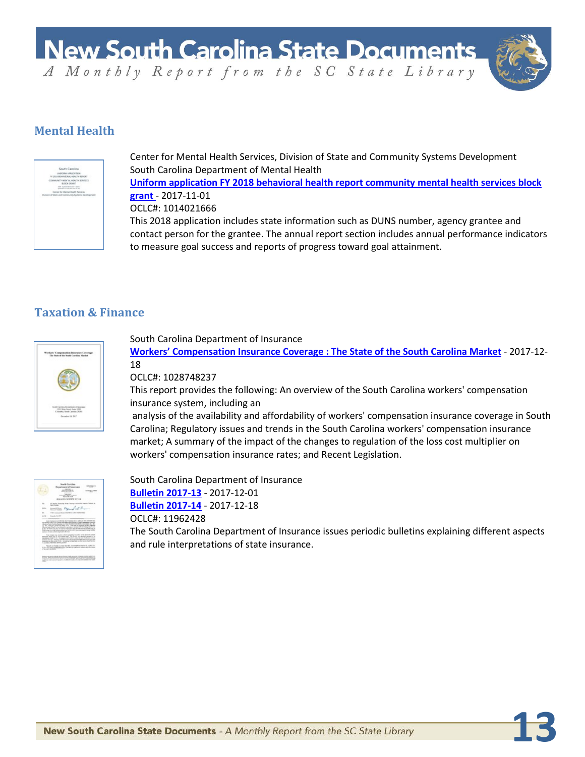## Mental Health

Center for Mental Health Services, Division of State and Community Systems Development
South Carolina Department of Mental Health
**Uniform application FY 2018 behavioral health report community mental health services block grant** - 2017-11-01
OCLC#: 1014021666
This 2018 application includes state information such as DUNS number, agency grantee and contact person for the grantee. The annual report section includes annual performance indicators to measure goal success and reports of progress toward goal attainment.

## Taxation & Finance

South Carolina Department of Insurance
**Workers' Compensation Insurance Coverage : The State of the South Carolina Market** - 2017-12-18
OCLC#: 1028748237
This report provides the following: An overview of the South Carolina workers' compensation insurance system, including an analysis of the availability and affordability of workers' compensation insurance coverage in South Carolina; Regulatory issues and trends in the South Carolina workers' compensation insurance market; A summary of the impact of the changes to regulation of the loss cost multiplier on workers' compensation insurance rates; and Recent Legislation.

South Carolina Department of Insurance
**Bulletin 2017-13** - 2017-12-01
**Bulletin 2017-14** - 2017-12-18
OCLC#: 11962428
The South Carolina Department of Insurance issues periodic bulletins explaining different aspects and rule interpretations of state insurance.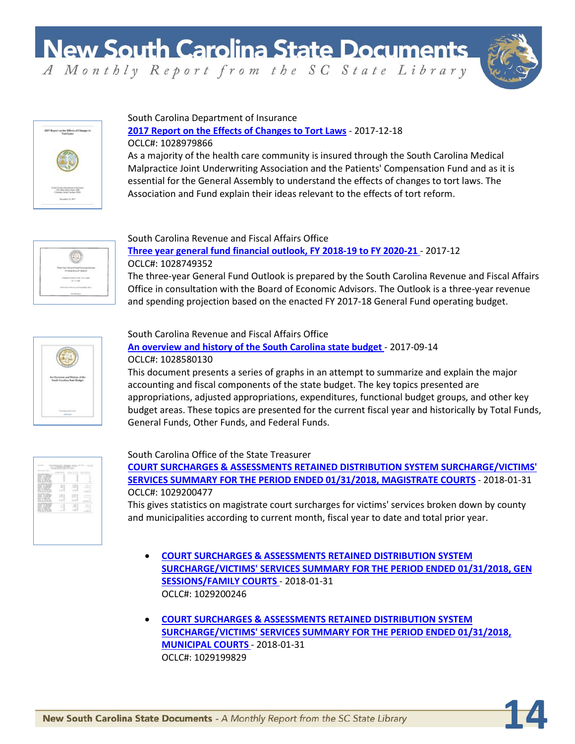South Carolina Department of Insurance

**2017 Report on the Effects of Changes to Tort Laws** - 2017-12-18

OCLC#: 1028979866

As a majority of the health care community is insured through the South Carolina Medical Malpractice Joint Underwriting Association and the Patients' Compensation Fund and as it is essential for the General Assembly to understand the effects of changes to tort laws. The Association and Fund explain their ideas relevant to the effects of tort reform.

South Carolina Revenue and Fiscal Affairs Office

**Three year general fund financial outlook, FY 2018-19 to FY 2020-21** - 2017-12

OCLC#: 1028749352

The three-year General Fund Outlook is prepared by the South Carolina Revenue and Fiscal Affairs Office in consultation with the Board of Economic Advisors. The Outlook is a three-year revenue and spending projection based on the enacted FY 2017-18 General Fund operating budget.

South Carolina Revenue and Fiscal Affairs Office

**An overview and history of the South Carolina state budget** - 2017-09-14

OCLC#: 1028580130

This document presents a series of graphs in an attempt to summarize and explain the major accounting and fiscal components of the state budget. The key topics presented are appropriations, adjusted appropriations, expenditures, functional budget groups, and other key budget areas. These topics are presented for the current fiscal year and historically by Total Funds, General Funds, Other Funds, and Federal Funds.

South Carolina Office of the State Treasurer

**COURT SURCHARGES & ASSESSMENTS RETAINED DISTRIBUTION SYSTEM SURCHARGE/VICTIMS' SERVICES SUMMARY FOR THE PERIOD ENDED 01/31/2018, MAGISTRATE COURTS** - 2018-01-31

OCLC#: 1029200477

This gives statistics on magistrate court surcharges for victims' services broken down by county and municipalities according to current month, fiscal year to date and total prior year.

- **COURT SURCHARGES & ASSESSMENTS RETAINED DISTRIBUTION SYSTEM SURCHARGE/VICTIMS' SERVICES SUMMARY FOR THE PERIOD ENDED 01/31/2018, GEN SESSIONS/FAMILY COURTS** - 2018-01-31
  OCLC#: 1029200246

- **COURT SURCHARGES & ASSESSMENTS RETAINED DISTRIBUTION SYSTEM SURCHARGE/VICTIMS' SERVICES SUMMARY FOR THE PERIOD ENDED 01/31/2018, MUNICIPAL COURTS** - 2018-01-31
  OCLC#: 1029199829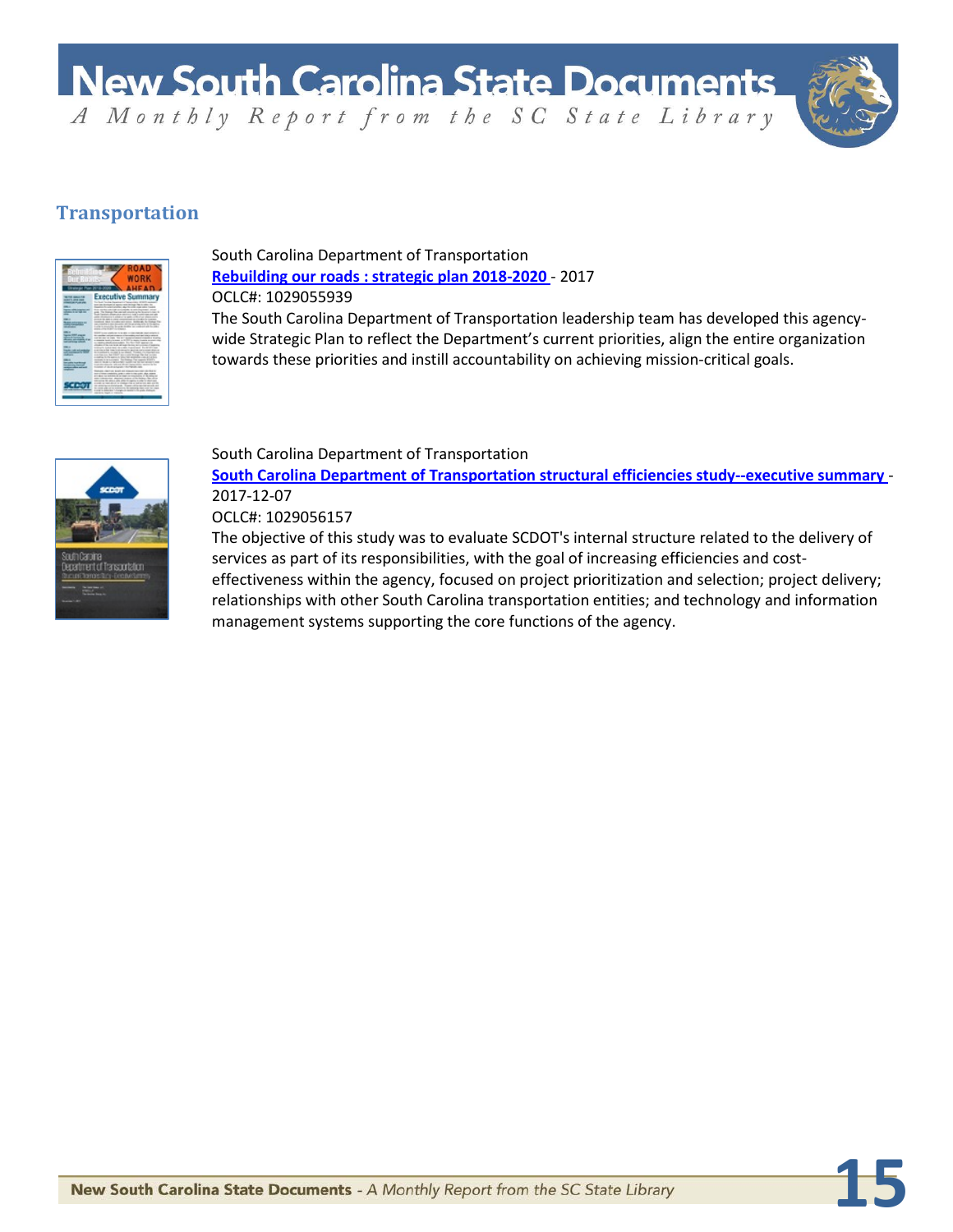## Transportation

South Carolina Department of Transportation

**Rebuilding our roads : strategic plan 2018-2020** - 2017

OCLC#: 1029055939

The South Carolina Department of Transportation leadership team has developed this agency-wide Strategic Plan to reflect the Department's current priorities, align the entire organization towards these priorities and instill accountability on achieving mission-critical goals.

South Carolina Department of Transportation

**South Carolina Department of Transportation structural efficiencies study--executive summary** - 2017-12-07

OCLC#: 1029056157

The objective of this study was to evaluate SCDOT's internal structure related to the delivery of services as part of its responsibilities, with the goal of increasing efficiencies and cost-effectiveness within the agency, focused on project prioritization and selection; project delivery; relationships with other South Carolina transportation entities; and technology and information management systems supporting the core functions of the agency.